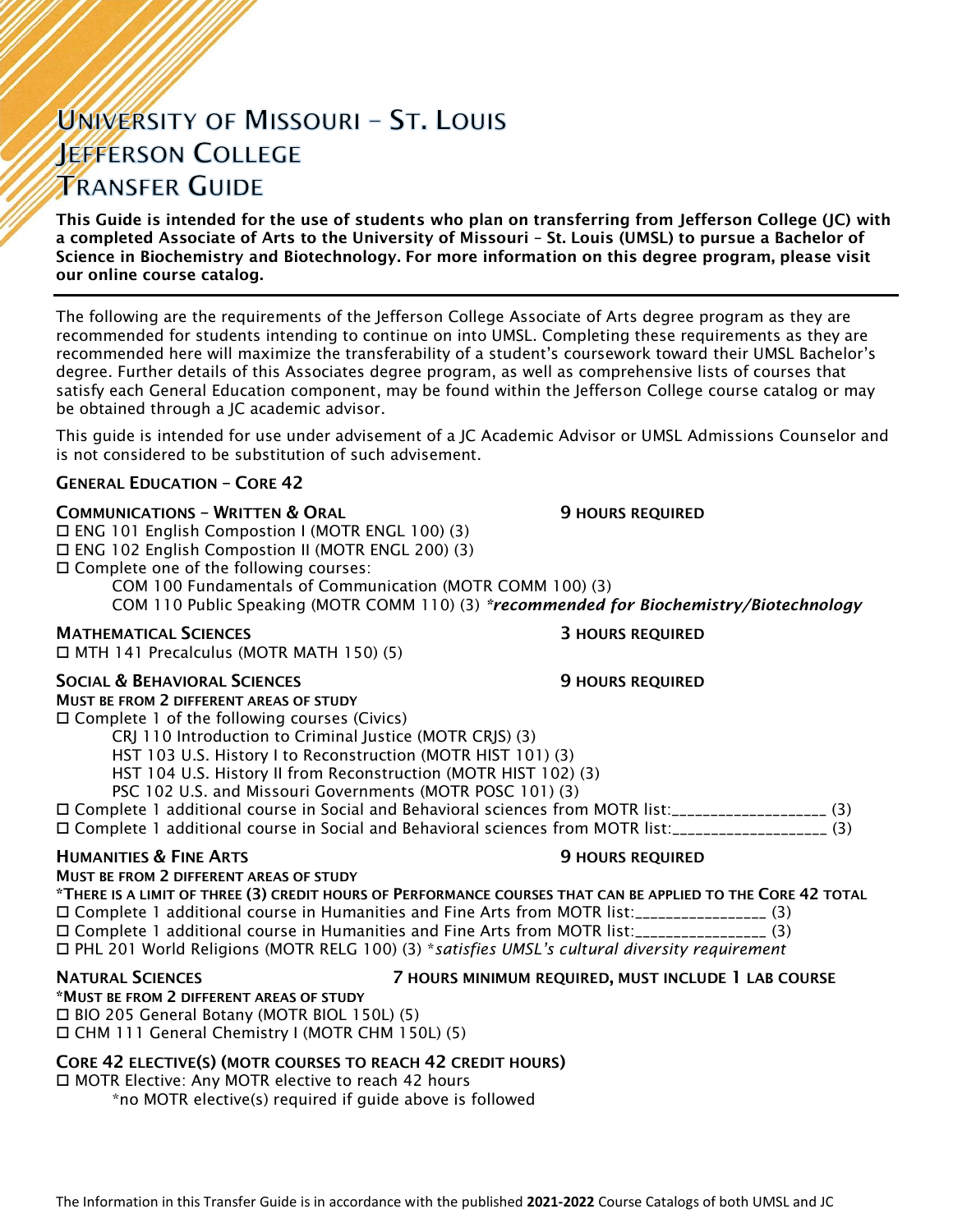# University of Missouri – St. Louis
# Jefferson College
# Transfer Guide

**This Guide is intended for the use of students who plan on transferring from Jefferson College (JC) with a completed Associate of Arts to the University of Missouri – St. Louis (UMSL) to pursue a Bachelor of Science in Biochemistry and Biotechnology. For more information on this degree program, please visit our online course catalog.**

---

The following are the requirements of the Jefferson College Associate of Arts degree program as they are recommended for students intending to continue on into UMSL. Completing these requirements as they are recommended here will maximize the transferability of a student's coursework toward their UMSL Bachelor's degree. Further details of this Associates degree program, as well as comprehensive lists of courses that satisfy each General Education component, may be found within the Jefferson College course catalog or may be obtained through a JC academic advisor.

This guide is intended for use under advisement of a JC Academic Advisor or UMSL Admissions Counselor and is not considered to be substitution of such advisement.

## General Education – Core 42

### Communications – Written & Oral — 9 Hours Required

- ☐ ENG 101 English Compostion I (MOTR ENGL 100) (3)
- ☐ ENG 102 English Compostion II (MOTR ENGL 200) (3)
- ☐ Complete one of the following courses:
  - COM 100 Fundamentals of Communication (MOTR COMM 100) (3)
  - COM 110 Public Speaking (MOTR COMM 110) (3) ***recommended for Biochemistry/Biotechnology**

### Mathematical Sciences — 3 Hours Required

- ☐ MTH 141 Precalculus (MOTR MATH 150) (5)

### Social & Behavioral Sciences — 9 Hours Required

**Must be from 2 different areas of study**

- ☐ Complete 1 of the following courses (Civics)
  - CRJ 110 Introduction to Criminal Justice (MOTR CRJS) (3)
  - HST 103 U.S. History I to Reconstruction (MOTR HIST 101) (3)
  - HST 104 U.S. History II from Reconstruction (MOTR HIST 102) (3)
  - PSC 102 U.S. and Missouri Governments (MOTR POSC 101) (3)
- ☐ Complete 1 additional course in Social and Behavioral sciences from MOTR list:____________________ (3)
- ☐ Complete 1 additional course in Social and Behavioral sciences from MOTR list:____________________ (3)

### Humanities & Fine Arts — 9 Hours Required

**Must be from 2 different areas of study**

***There is a limit of three (3) credit hours of performance courses that can be applied to the Core 42 total**

- ☐ Complete 1 additional course in Humanities and Fine Arts from MOTR list:_________________ (3)
- ☐ Complete 1 additional course in Humanities and Fine Arts from MOTR list:_________________ (3)
- ☐ PHL 201 World Religions (MOTR RELG 100) (3) **satisfies UMSL's cultural diversity requirement*

### Natural Sciences — 7 Hours Minimum Required, Must Include 1 Lab Course

***Must be from 2 different areas of study**

- ☐ BIO 205 General Botany (MOTR BIOL 150L) (5)
- ☐ CHM 111 General Chemistry I (MOTR CHM 150L) (5)

### Core 42 Elective(s) (MOTR Courses to Reach 42 Credit Hours)

- ☐ MOTR Elective: Any MOTR elective to reach 42 hours
  - *no MOTR elective(s) required if guide above is followed

The Information in this Transfer Guide is in accordance with the published **2021-2022** Course Catalogs of both UMSL and JC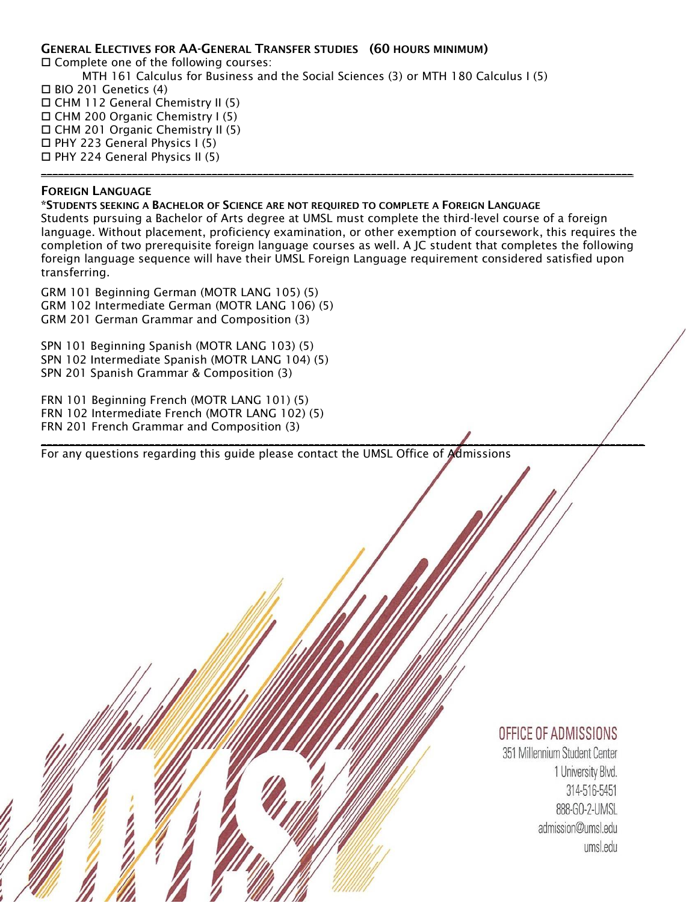## General Electives for AA-General Transfer studies (60 hours minimum)

- ☐ Complete one of the following courses:
  - MTH 161 Calculus for Business and the Social Sciences (3) or MTH 180 Calculus I (5)
- ☐ BIO 201 Genetics (4)
- ☐ CHM 112 General Chemistry II (5)
- ☐ CHM 200 Organic Chemistry I (5)
- ☐ CHM 201 Organic Chemistry II (5)
- ☐ PHY 223 General Physics I (5)
- ☐ PHY 224 General Physics II (5)

---

## Foreign Language

**\*Students seeking a Bachelor of Science are not required to complete a Foreign Language**

Students pursuing a Bachelor of Arts degree at UMSL must complete the third-level course of a foreign language. Without placement, proficiency examination, or other exemption of coursework, this requires the completion of two prerequisite foreign language courses as well. A JC student that completes the following foreign language sequence will have their UMSL Foreign Language requirement considered satisfied upon transferring.

GRM 101 Beginning German (MOTR LANG 105) (5)
GRM 102 Intermediate German (MOTR LANG 106) (5)
GRM 201 German Grammar and Composition (3)

SPN 101 Beginning Spanish (MOTR LANG 103) (5)
SPN 102 Intermediate Spanish (MOTR LANG 104) (5)
SPN 201 Spanish Grammar & Composition (3)

FRN 101 Beginning French (MOTR LANG 101) (5)
FRN 102 Intermediate French (MOTR LANG 102) (5)
FRN 201 French Grammar and Composition (3)

---

For any questions regarding this guide please contact the UMSL Office of Admissions

OFFICE OF ADMISSIONS
351 Millennium Student Center
1 University Blvd.
314-516-5451
888-GO-2-UMSL
admission@umsl.edu
umsl.edu